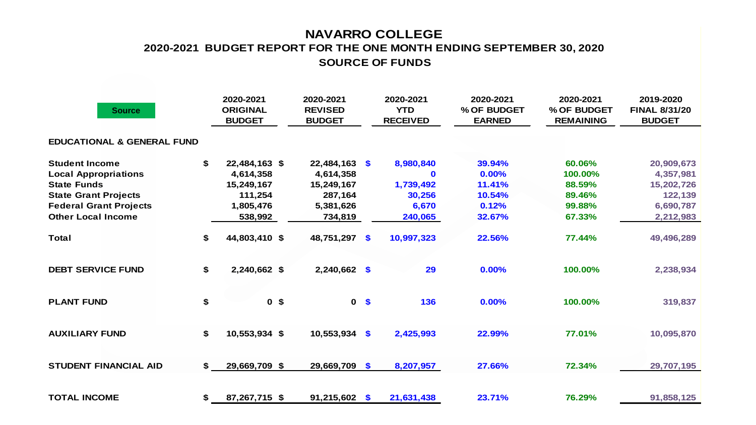# NAVARRO COLLEGE

## 2020-2021 BUDGET REPORT FOR THE ONE MONTH ENDING SEPTEMBER 30, 2020

## SOURCE OF FUNDS

| Source | | 2020-2021 ORIGINAL BUDGET | | 2020-2021 REVISED BUDGET | | 2020-2021 YTD RECEIVED | 2020-2021 % OF BUDGET EARNED | 2020-2021 % OF BUDGET REMAINING | 2019-2020 FINAL 8/31/20 BUDGET |
|---|---|---|---|---|---|---|---|---|---|
| **EDUCATIONAL & GENERAL FUND** | | | | | | | | | |
| **Student Income** | $ | 22,484,163 | $ | 22,484,163 | $ | 8,980,840 | 39.94% | 60.06% | 20,909,673 |
| **Local Appropriations** | | 4,614,358 | | 4,614,358 | | 0 | 0.00% | 100.00% | 4,357,981 |
| **State Funds** | | 15,249,167 | | 15,249,167 | | 1,739,492 | 11.41% | 88.59% | 15,202,726 |
| **State Grant Projects** | | 111,254 | | 287,164 | | 30,256 | 10.54% | 89.46% | 122,139 |
| **Federal Grant Projects** | | 1,805,476 | | 5,381,626 | | 6,670 | 0.12% | 99.88% | 6,690,787 |
| **Other Local Income** | | 538,992 | | 734,819 | | 240,065 | 32.67% | 67.33% | 2,212,983 |
| **Total** | $ | 44,803,410 | $ | 48,751,297 | $ | 10,997,323 | 22.56% | 77.44% | 49,496,289 |
| **DEBT SERVICE FUND** | $ | 2,240,662 | $ | 2,240,662 | $ | 29 | 0.00% | 100.00% | 2,238,934 |
| **PLANT FUND** | $ | 0 | $ | 0 | $ | 136 | 0.00% | 100.00% | 319,837 |
| **AUXILIARY FUND** | $ | 10,553,934 | $ | 10,553,934 | $ | 2,425,993 | 22.99% | 77.01% | 10,095,870 |
| **STUDENT FINANCIAL AID** | $ | 29,669,709 | $ | 29,669,709 | $ | 8,207,957 | 27.66% | 72.34% | 29,707,195 |
| **TOTAL INCOME** | $ | 87,267,715 | $ | 91,215,602 | $ | 21,631,438 | 23.71% | 76.29% | 91,858,125 |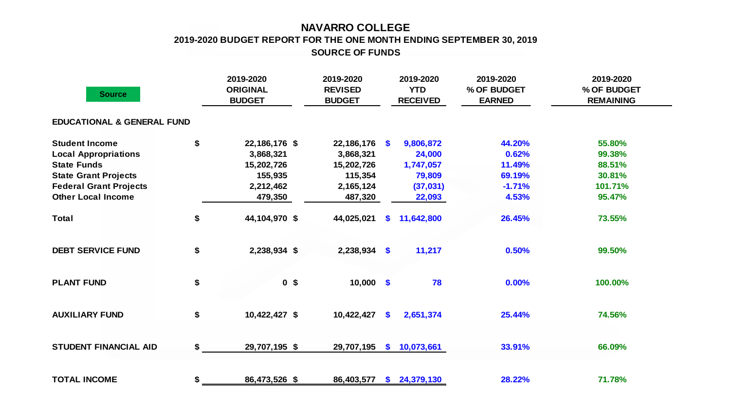# NAVARRO COLLEGE

## 2019-2020 BUDGET REPORT FOR THE ONE MONTH ENDING SEPTEMBER 30, 2019

### SOURCE OF FUNDS

| Source | 2019-2020 ORIGINAL BUDGET | 2019-2020 REVISED BUDGET | 2019-2020 YTD RECEIVED | 2019-2020 % OF BUDGET EARNED | 2019-2020 % OF BUDGET REMAINING |
|---|---|---|---|---|---|
| **EDUCATIONAL & GENERAL FUND** | | | | | |
| **Student Income** | $ 22,186,176 | $ 22,186,176 | $ 9,806,872 | 44.20% | 55.80% |
| **Local Appropriations** | 3,868,321 | 3,868,321 | 24,000 | 0.62% | 99.38% |
| **State Funds** | 15,202,726 | 15,202,726 | 1,747,057 | 11.49% | 88.51% |
| **State Grant Projects** | 155,935 | 115,354 | 79,809 | 69.19% | 30.81% |
| **Federal Grant Projects** | 2,212,462 | 2,165,124 | (37,031) | -1.71% | 101.71% |
| **Other Local Income** | 479,350 | 487,320 | 22,093 | 4.53% | 95.47% |
| **Total** | $ 44,104,970 | $ 44,025,021 | $ 11,642,800 | 26.45% | 73.55% |
| **DEBT SERVICE FUND** | $ 2,238,934 | $ 2,238,934 | $ 11,217 | 0.50% | 99.50% |
| **PLANT FUND** | $ 0 | $ 10,000 | $ 78 | 0.00% | 100.00% |
| **AUXILIARY FUND** | $ 10,422,427 | $ 10,422,427 | $ 2,651,374 | 25.44% | 74.56% |
| **STUDENT FINANCIAL AID** | $ 29,707,195 | $ 29,707,195 | $ 10,073,661 | 33.91% | 66.09% |
| **TOTAL INCOME** | $ 86,473,526 | $ 86,403,577 | $ 24,379,130 | 28.22% | 71.78% |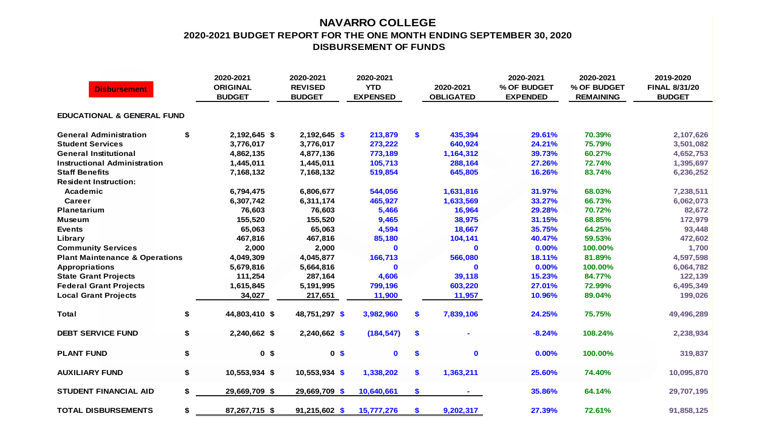# NAVARRO COLLEGE

## 2020-2021 BUDGET REPORT FOR THE ONE MONTH ENDING SEPTEMBER 30, 2020

## DISBURSEMENT OF FUNDS

| Disbursement | 2020-2021 ORIGINAL BUDGET | 2020-2021 REVISED BUDGET | 2020-2021 YTD EXPENSED | 2020-2021 OBLIGATED | 2020-2021 % OF BUDGET EXPENDED | 2020-2021 % OF BUDGET REMAINING | 2019-2020 FINAL 8/31/20 BUDGET |
|---|---|---|---|---|---|---|---|
| **EDUCATIONAL & GENERAL FUND** | | | | | | | |
| General Administration | $ 2,192,645 | $ 2,192,645 | $ 213,879 | $ 435,394 | 29.61% | 70.39% | 2,107,626 |
| Student Services | 3,776,017 | 3,776,017 | 273,222 | 640,924 | 24.21% | 75.79% | 3,501,082 |
| General Institutional | 4,862,135 | 4,877,136 | 773,189 | 1,164,312 | 39.73% | 60.27% | 4,652,753 |
| Instructional Administration | 1,445,011 | 1,445,011 | 105,713 | 288,164 | 27.26% | 72.74% | 1,395,697 |
| Staff Benefits | 7,168,132 | 7,168,132 | 519,854 | 645,805 | 16.26% | 83.74% | 6,236,252 |
| Resident Instruction: | | | | | | | |
| Academic | 6,794,475 | 6,806,677 | 544,056 | 1,631,816 | 31.97% | 68.03% | 7,238,511 |
| Career | 6,307,742 | 6,311,174 | 465,927 | 1,633,569 | 33.27% | 66.73% | 6,062,073 |
| Planetarium | 76,603 | 76,603 | 5,466 | 16,964 | 29.28% | 70.72% | 82,672 |
| Museum | 155,520 | 155,520 | 9,465 | 38,975 | 31.15% | 68.85% | 172,979 |
| Events | 65,063 | 65,063 | 4,594 | 18,667 | 35.75% | 64.25% | 93,448 |
| Library | 467,816 | 467,816 | 85,180 | 104,141 | 40.47% | 59.53% | 472,602 |
| Community Services | 2,000 | 2,000 | 0 | 0 | 0.00% | 100.00% | 1,700 |
| Plant Maintenance & Operations | 4,049,309 | 4,045,877 | 166,713 | 566,080 | 18.11% | 81.89% | 4,597,598 |
| Appropriations | 5,679,816 | 5,664,816 | 0 | 0 | 0.00% | 100.00% | 6,064,782 |
| State Grant Projects | 111,254 | 287,164 | 4,606 | 39,118 | 15.23% | 84.77% | 122,139 |
| Federal Grant Projects | 1,615,845 | 5,191,995 | 799,196 | 603,220 | 27.01% | 72.99% | 6,495,349 |
| Local Grant Projects | 34,027 | 217,651 | 11,900 | 11,957 | 10.96% | 89.04% | 199,026 |
| **Total** | $ 44,803,410 | $ 48,751,297 | $ 3,982,960 | $ 7,839,106 | 24.25% | 75.75% | 49,496,289 |
| **DEBT SERVICE FUND** | $ 2,240,662 | $ 2,240,662 | $ (184,547) | $ - | -8.24% | 108.24% | 2,238,934 |
| **PLANT FUND** | $ 0 | $ 0 | $ 0 | $ 0 | 0.00% | 100.00% | 319,837 |
| **AUXILIARY FUND** | $ 10,553,934 | $ 10,553,934 | $ 1,338,202 | $ 1,363,211 | 25.60% | 74.40% | 10,095,870 |
| **STUDENT FINANCIAL AID** | $ 29,669,709 | $ 29,669,709 | $ 10,640,661 | $ - | 35.86% | 64.14% | 29,707,195 |
| **TOTAL DISBURSEMENTS** | $ 87,267,715 | $ 91,215,602 | $ 15,777,276 | $ 9,202,317 | 27.39% | 72.61% | 91,858,125 |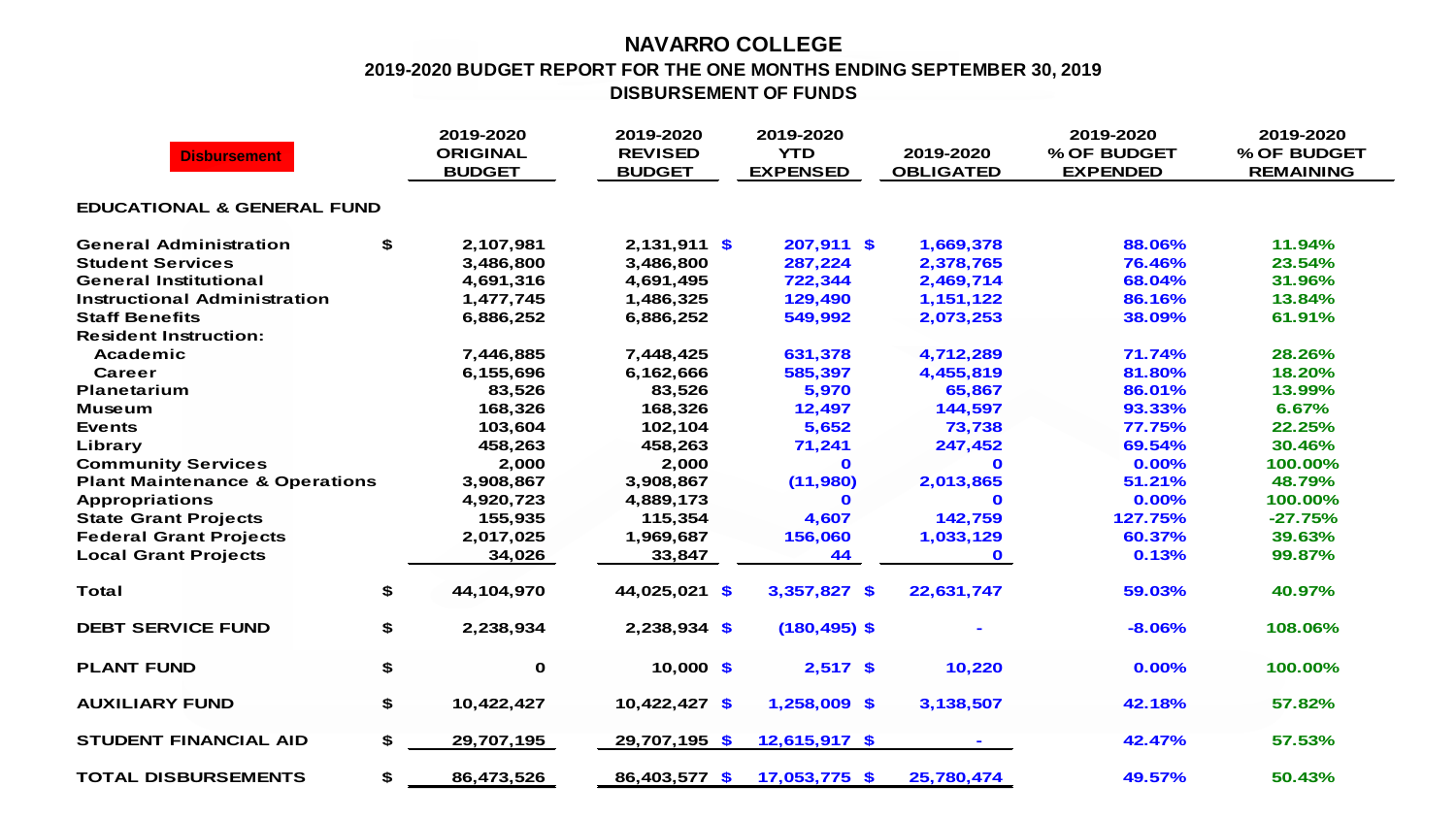# NAVARRO COLLEGE

## 2019-2020 BUDGET REPORT FOR THE ONE MONTHS ENDING SEPTEMBER 30, 2019

## DISBURSEMENT OF FUNDS

| Disbursement | | 2019-2020 ORIGINAL BUDGET | 2019-2020 REVISED BUDGET | | 2019-2020 YTD EXPENSED | | 2019-2020 OBLIGATED | 2019-2020 % OF BUDGET EXPENDED | 2019-2020 % OF BUDGET REMAINING |
|---|---|---|---|---|---|---|---|---|---|
| **EDUCATIONAL & GENERAL FUND** | | | | | | | | | |
| General Administration | $ | 2,107,981 | 2,131,911 | $ | 207,911 | $ | 1,669,378 | 88.06% | 11.94% |
| Student Services | | 3,486,800 | 3,486,800 | | 287,224 | | 2,378,765 | 76.46% | 23.54% |
| General Institutional | | 4,691,316 | 4,691,495 | | 722,344 | | 2,469,714 | 68.04% | 31.96% |
| Instructional Administration | | 1,477,745 | 1,486,325 | | 129,490 | | 1,151,122 | 86.16% | 13.84% |
| Staff Benefits | | 6,886,252 | 6,886,252 | | 549,992 | | 2,073,253 | 38.09% | 61.91% |
| Resident Instruction: | | | | | | | | | |
| Academic | | 7,446,885 | 7,448,425 | | 631,378 | | 4,712,289 | 71.74% | 28.26% |
| Career | | 6,155,696 | 6,162,666 | | 585,397 | | 4,455,819 | 81.80% | 18.20% |
| Planetarium | | 83,526 | 83,526 | | 5,970 | | 65,867 | 86.01% | 13.99% |
| Museum | | 168,326 | 168,326 | | 12,497 | | 144,597 | 93.33% | 6.67% |
| Events | | 103,604 | 102,104 | | 5,652 | | 73,738 | 77.75% | 22.25% |
| Library | | 458,263 | 458,263 | | 71,241 | | 247,452 | 69.54% | 30.46% |
| Community Services | | 2,000 | 2,000 | | 0 | | 0 | 0.00% | 100.00% |
| Plant Maintenance & Operations | | 3,908,867 | 3,908,867 | | (11,980) | | 2,013,865 | 51.21% | 48.79% |
| Appropriations | | 4,920,723 | 4,889,173 | | 0 | | 0 | 0.00% | 100.00% |
| State Grant Projects | | 155,935 | 115,354 | | 4,607 | | 142,759 | 127.75% | -27.75% |
| Federal Grant Projects | | 2,017,025 | 1,969,687 | | 156,060 | | 1,033,129 | 60.37% | 39.63% |
| Local Grant Projects | | 34,026 | 33,847 | | 44 | | 0 | 0.13% | 99.87% |
| **Total** | $ | 44,104,970 | 44,025,021 | $ | 3,357,827 | $ | 22,631,747 | 59.03% | 40.97% |
| **DEBT SERVICE FUND** | $ | 2,238,934 | 2,238,934 | $ | (180,495) | $ | - | -8.06% | 108.06% |
| **PLANT FUND** | $ | 0 | 10,000 | $ | 2,517 | $ | 10,220 | 0.00% | 100.00% |
| **AUXILIARY FUND** | $ | 10,422,427 | 10,422,427 | $ | 1,258,009 | $ | 3,138,507 | 42.18% | 57.82% |
| **STUDENT FINANCIAL AID** | $ | 29,707,195 | 29,707,195 | $ | 12,615,917 | $ | - | 42.47% | 57.53% |
| **TOTAL DISBURSEMENTS** | $ | 86,473,526 | 86,403,577 | $ | 17,053,775 | $ | 25,780,474 | 49.57% | 50.43% |